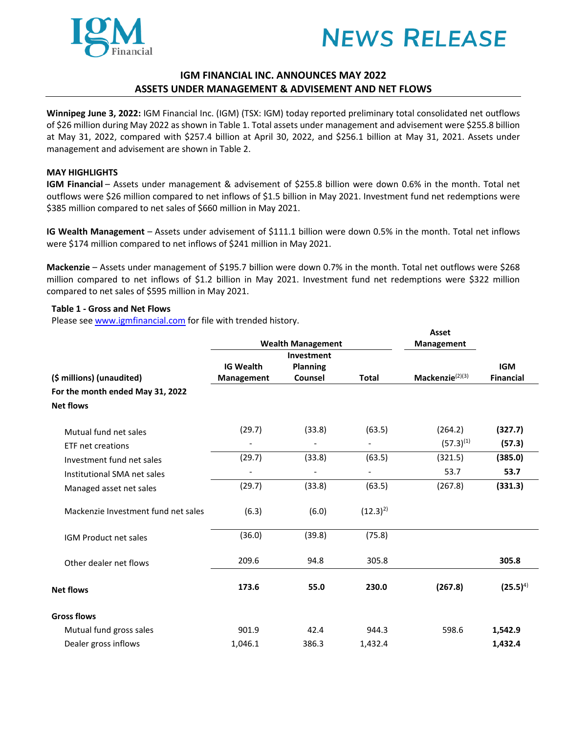# NEWS RELEASE

## IGM FINANCIAL INC. ANNOUNCES MAY 2022 ASSETS UNDER MANAGEMENT & ADVISEMENT AND NET FLOWS

**Winnipeg June 3, 2022:** IGM Financial Inc. (IGM) (TSX: IGM) today reported preliminary total consolidated net outflows of $26 million during May 2022 as shown in Table 1. Total assets under management and advisement were $255.8 billion at May 31, 2022, compared with $257.4 billion at April 30, 2022, and $256.1 billion at May 31, 2021. Assets under management and advisement are shown in Table 2.

**MAY HIGHLIGHTS**

**IGM Financial** – Assets under management & advisement of $255.8 billion were down 0.6% in the month. Total net outflows were $26 million compared to net inflows of $1.5 billion in May 2021. Investment fund net redemptions were $385 million compared to net sales of $660 million in May 2021.

**IG Wealth Management** – Assets under advisement of $111.1 billion were down 0.5% in the month. Total net inflows were $174 million compared to net inflows of $241 million in May 2021.

**Mackenzie** – Assets under management of $195.7 billion were down 0.7% in the month. Total net outflows were $268 million compared to net inflows of $1.2 billion in May 2021. Investment fund net redemptions were $322 million compared to net sales of $595 million in May 2021.

**Table 1 - Gross and Net Flows**

Please see www.igmfinancial.com for file with trended history.

| ($ millions) (unaudited) | Wealth Management | | | Asset Management | |
|---|---|---|---|---|---|
| | IG Wealth Management | Investment Planning Counsel | Total | Mackenzie(2)(3) | IGM Financial |
| **For the month ended May 31, 2022** | | | | | |
| **Net flows** | | | | | |
| Mutual fund net sales | (29.7) | (33.8) | (63.5) | (264.2) | **(327.7)** |
| ETF net creations | - | - | - | (57.3)(1) | **(57.3)** |
| Investment fund net sales | (29.7) | (33.8) | (63.5) | (321.5) | **(385.0)** |
| Institutional SMA net sales | - | - | - | 53.7 | **53.7** |
| Managed asset net sales | (29.7) | (33.8) | (63.5) | (267.8) | **(331.3)** |
| Mackenzie Investment fund net sales | (6.3) | (6.0) | (12.3)(2) | | |
| IGM Product net sales | (36.0) | (39.8) | (75.8) | | |
| Other dealer net flows | 209.6 | 94.8 | 305.8 | | **305.8** |
| **Net flows** | **173.6** | **55.0** | **230.0** | **(267.8)** | **(25.5)(4)** |
| **Gross flows** | | | | | |
| Mutual fund gross sales | 901.9 | 42.4 | 944.3 | 598.6 | **1,542.9** |
| Dealer gross inflows | 1,046.1 | 386.3 | 1,432.4 | | **1,432.4** |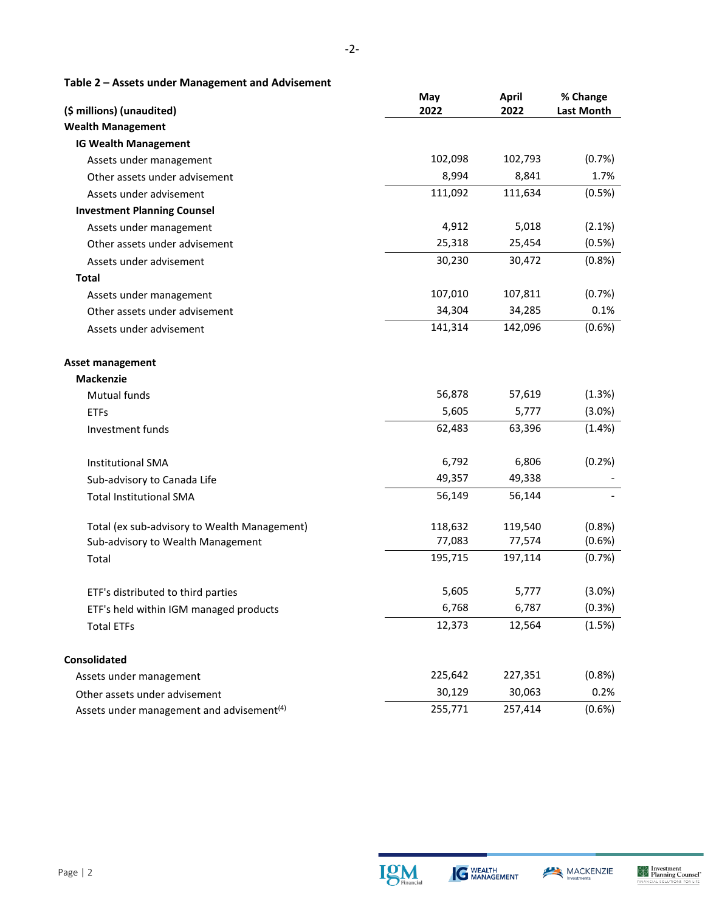**Table 2 – Assets under Management and Advisement**

| ($ millions) (unaudited) | May 2022 | April 2022 | % Change Last Month |
|---|---|---|---|
| **Wealth Management** | | | |
| **IG Wealth Management** | | | |
| Assets under management | 102,098 | 102,793 | (0.7%) |
| Other assets under advisement | 8,994 | 8,841 | 1.7% |
| Assets under advisement | 111,092 | 111,634 | (0.5%) |
| **Investment Planning Counsel** | | | |
| Assets under management | 4,912 | 5,018 | (2.1%) |
| Other assets under advisement | 25,318 | 25,454 | (0.5%) |
| Assets under advisement | 30,230 | 30,472 | (0.8%) |
| **Total** | | | |
| Assets under management | 107,010 | 107,811 | (0.7%) |
| Other assets under advisement | 34,304 | 34,285 | 0.1% |
| Assets under advisement | 141,314 | 142,096 | (0.6%) |
| | | | |
| **Asset management** | | | |
| **Mackenzie** | | | |
| Mutual funds | 56,878 | 57,619 | (1.3%) |
| ETFs | 5,605 | 5,777 | (3.0%) |
| Investment funds | 62,483 | 63,396 | (1.4%) |
| | | | |
| Institutional SMA | 6,792 | 6,806 | (0.2%) |
| Sub-advisory to Canada Life | 49,357 | 49,338 | - |
| Total Institutional SMA | 56,149 | 56,144 | - |
| | | | |
| Total (ex sub-advisory to Wealth Management) | 118,632 | 119,540 | (0.8%) |
| Sub-advisory to Wealth Management | 77,083 | 77,574 | (0.6%) |
| Total | 195,715 | 197,114 | (0.7%) |
| | | | |
| ETF's distributed to third parties | 5,605 | 5,777 | (3.0%) |
| ETF's held within IGM managed products | 6,768 | 6,787 | (0.3%) |
| Total ETFs | 12,373 | 12,564 | (1.5%) |
| | | | |
| **Consolidated** | | | |
| Assets under management | 225,642 | 227,351 | (0.8%) |
| Other assets under advisement | 30,129 | 30,063 | 0.2% |
| Assets under management and advisement[4] | 255,771 | 257,414 | (0.6%) |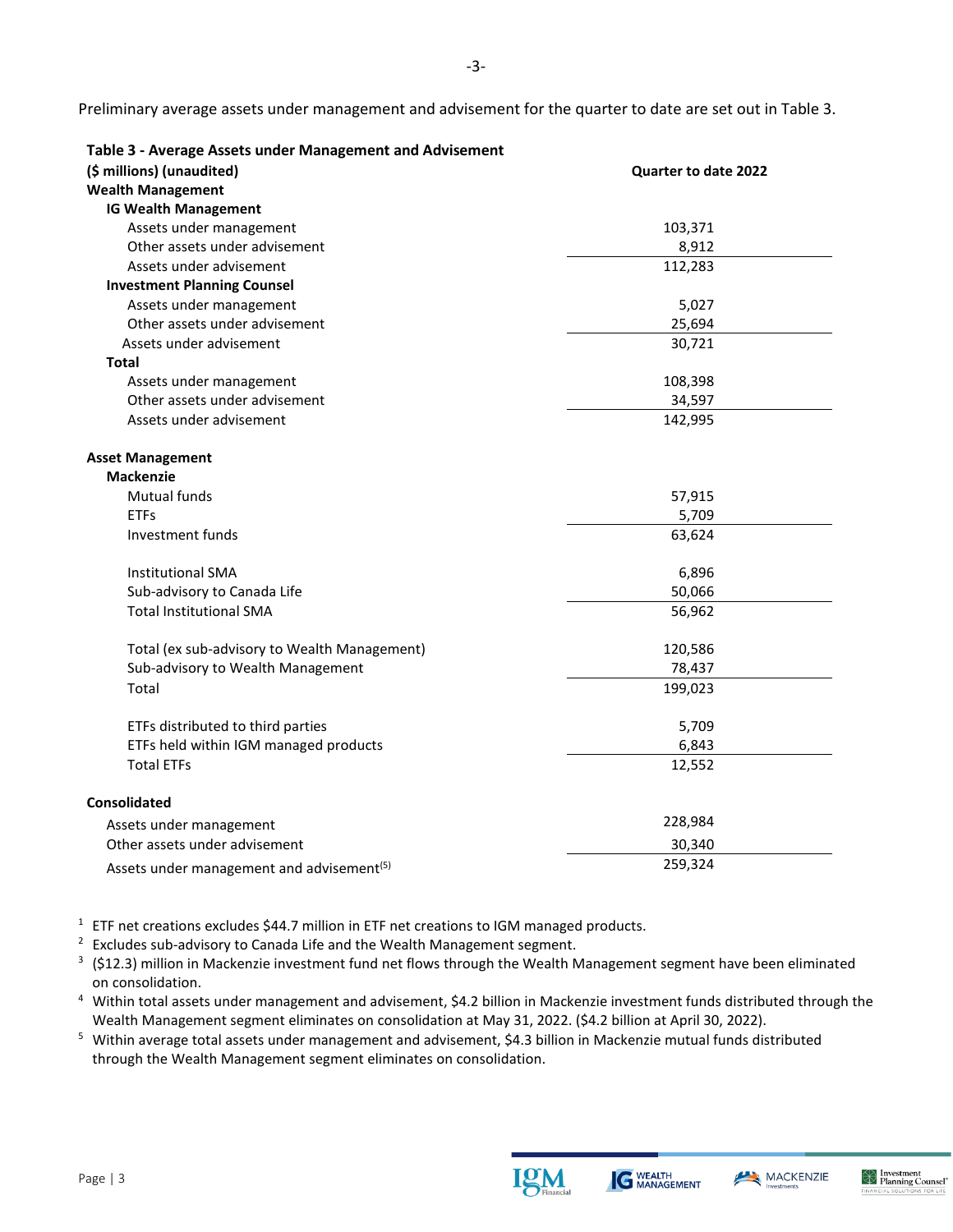Preliminary average assets under management and advisement for the quarter to date are set out in Table 3.

| Table 3 - Average Assets under Management and Advisement ($ millions) (unaudited) | Quarter to date 2022 |
|---|---|
| **Wealth Management** | |
| **IG Wealth Management** | |
| Assets under management | 103,371 |
| Other assets under advisement | 8,912 |
| Assets under advisement | 112,283 |
| **Investment Planning Counsel** | |
| Assets under management | 5,027 |
| Other assets under advisement | 25,694 |
| Assets under advisement | 30,721 |
| **Total** | |
| Assets under management | 108,398 |
| Other assets under advisement | 34,597 |
| Assets under advisement | 142,995 |
| | |
| **Asset Management** | |
| **Mackenzie** | |
| Mutual funds | 57,915 |
| ETFs | 5,709 |
| Investment funds | 63,624 |
| | |
| Institutional SMA | 6,896 |
| Sub-advisory to Canada Life | 50,066 |
| Total Institutional SMA | 56,962 |
| | |
| Total (ex sub-advisory to Wealth Management) | 120,586 |
| Sub-advisory to Wealth Management | 78,437 |
| Total | 199,023 |
| | |
| ETFs distributed to third parties | 5,709 |
| ETFs held within IGM managed products | 6,843 |
| Total ETFs | 12,552 |
| | |
| **Consolidated** | |
| Assets under management | 228,984 |
| Other assets under advisement | 30,340 |
| Assets under management and advisement[5] | 259,324 |

[1] ETF net creations excludes $44.7 million in ETF net creations to IGM managed products.

[2] Excludes sub-advisory to Canada Life and the Wealth Management segment.

[3] ($12.3) million in Mackenzie investment fund net flows through the Wealth Management segment have been eliminated on consolidation.

[4] Within total assets under management and advisement, $4.2 billion in Mackenzie investment funds distributed through the Wealth Management segment eliminates on consolidation at May 31, 2022. ($4.2 billion at April 30, 2022).

[5] Within average total assets under management and advisement, $4.3 billion in Mackenzie mutual funds distributed through the Wealth Management segment eliminates on consolidation.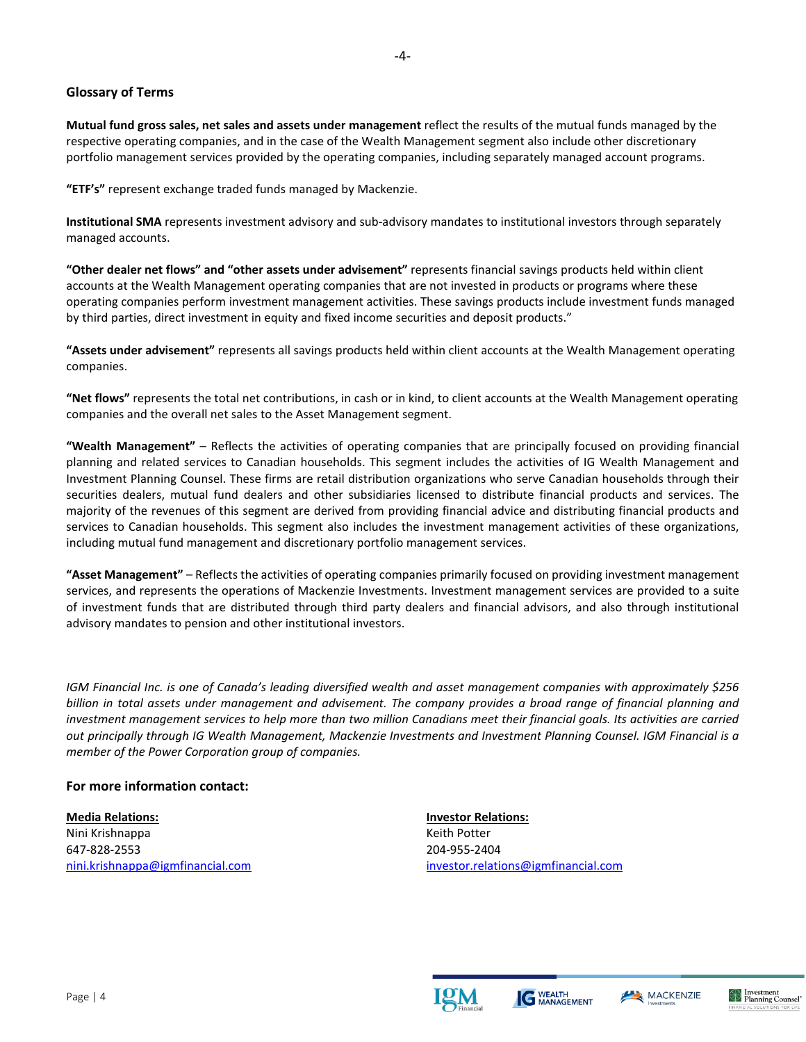## Glossary of Terms

**Mutual fund gross sales, net sales and assets under management** reflect the results of the mutual funds managed by the respective operating companies, and in the case of the Wealth Management segment also include other discretionary portfolio management services provided by the operating companies, including separately managed account programs.

**"ETF's"** represent exchange traded funds managed by Mackenzie.

**Institutional SMA** represents investment advisory and sub-advisory mandates to institutional investors through separately managed accounts.

**"Other dealer net flows" and "other assets under advisement"** represents financial savings products held within client accounts at the Wealth Management operating companies that are not invested in products or programs where these operating companies perform investment management activities. These savings products include investment funds managed by third parties, direct investment in equity and fixed income securities and deposit products."

**"Assets under advisement"** represents all savings products held within client accounts at the Wealth Management operating companies.

**"Net flows"** represents the total net contributions, in cash or in kind, to client accounts at the Wealth Management operating companies and the overall net sales to the Asset Management segment.

**"Wealth Management"** – Reflects the activities of operating companies that are principally focused on providing financial planning and related services to Canadian households. This segment includes the activities of IG Wealth Management and Investment Planning Counsel. These firms are retail distribution organizations who serve Canadian households through their securities dealers, mutual fund dealers and other subsidiaries licensed to distribute financial products and services. The majority of the revenues of this segment are derived from providing financial advice and distributing financial products and services to Canadian households. This segment also includes the investment management activities of these organizations, including mutual fund management and discretionary portfolio management services.

**"Asset Management"** – Reflects the activities of operating companies primarily focused on providing investment management services, and represents the operations of Mackenzie Investments. Investment management services are provided to a suite of investment funds that are distributed through third party dealers and financial advisors, and also through institutional advisory mandates to pension and other institutional investors.

*IGM Financial Inc. is one of Canada's leading diversified wealth and asset management companies with approximately $256 billion in total assets under management and advisement. The company provides a broad range of financial planning and investment management services to help more than two million Canadians meet their financial goals. Its activities are carried out principally through IG Wealth Management, Mackenzie Investments and Investment Planning Counsel. IGM Financial is a member of the Power Corporation group of companies.*

### For more information contact:

**Media Relations:**
Nini Krishnappa
647-828-2553
nini.krishnappa@igmfinancial.com

**Investor Relations:**
Keith Potter
204-955-2404
investor.relations@igmfinancial.com